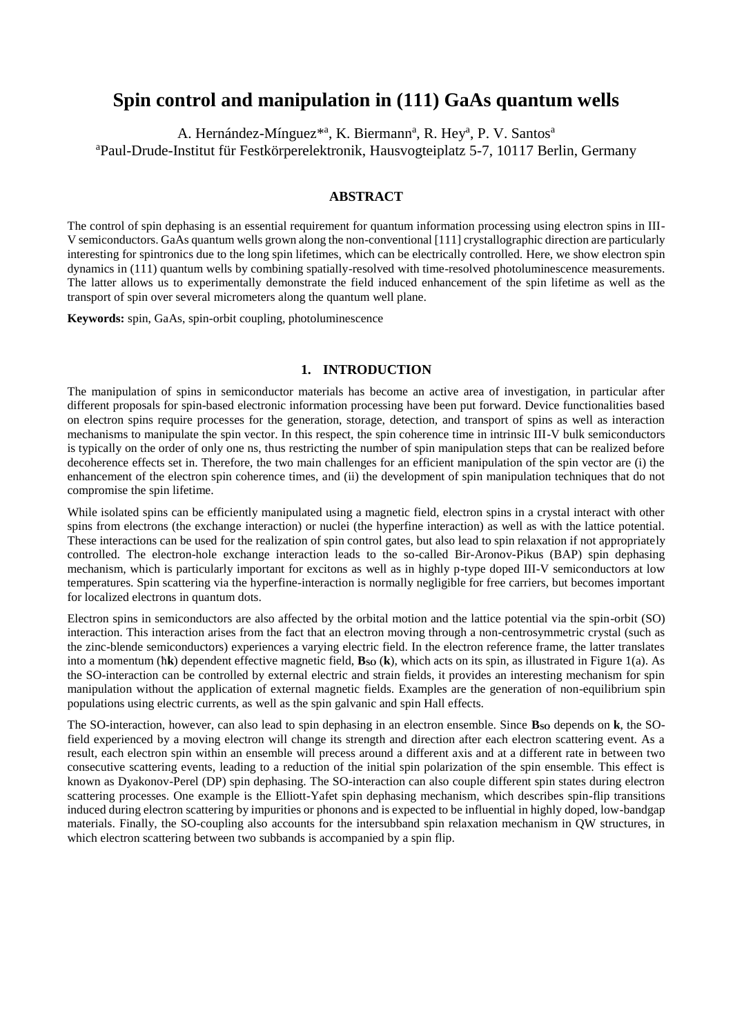# Spin control and manipulation in (111) GaAs quantum wells

A. Hernández-Mínguez*[a], K. Biermann[a], R. Hey[a], P. V. Santos[a]

[a]Paul-Drude-Institut für Festkörperelektronik, Hausvogteiplatz 5-7, 10117 Berlin, Germany

## ABSTRACT

The control of spin dephasing is an essential requirement for quantum information processing using electron spins in III-V semiconductors. GaAs quantum wells grown along the non-conventional [111] crystallographic direction are particularly interesting for spintronics due to the long spin lifetimes, which can be electrically controlled. Here, we show electron spin dynamics in (111) quantum wells by combining spatially-resolved with time-resolved photoluminescence measurements. The latter allows us to experimentally demonstrate the field induced enhancement of the spin lifetime as well as the transport of spin over several micrometers along the quantum well plane.

**Keywords:** spin, GaAs, spin-orbit coupling, photoluminescence

## 1. INTRODUCTION

The manipulation of spins in semiconductor materials has become an active area of investigation, in particular after different proposals for spin-based electronic information processing have been put forward. Device functionalities based on electron spins require processes for the generation, storage, detection, and transport of spins as well as interaction mechanisms to manipulate the spin vector. In this respect, the spin coherence time in intrinsic III-V bulk semiconductors is typically on the order of only one ns, thus restricting the number of spin manipulation steps that can be realized before decoherence effects set in. Therefore, the two main challenges for an efficient manipulation of the spin vector are (i) the enhancement of the electron spin coherence times, and (ii) the development of spin manipulation techniques that do not compromise the spin lifetime.

While isolated spins can be efficiently manipulated using a magnetic field, electron spins in a crystal interact with other spins from electrons (the exchange interaction) or nuclei (the hyperfine interaction) as well as with the lattice potential. These interactions can be used for the realization of spin control gates, but also lead to spin relaxation if not appropriately controlled. The electron-hole exchange interaction leads to the so-called Bir-Aronov-Pikus (BAP) spin dephasing mechanism, which is particularly important for excitons as well as in highly p-type doped III-V semiconductors at low temperatures. Spin scattering via the hyperfine-interaction is normally negligible for free carriers, but becomes important for localized electrons in quantum dots.

Electron spins in semiconductors are also affected by the orbital motion and the lattice potential via the spin-orbit (SO) interaction. This interaction arises from the fact that an electron moving through a non-centrosymmetric crystal (such as the zinc-blende semiconductors) experiences a varying electric field. In the electron reference frame, the latter translates into a momentum ($\hbar\mathbf{k}$) dependent effective magnetic field, $\mathbf{B}_{\mathbf{SO}}(\mathbf{k})$, which acts on its spin, as illustrated in Figure 1(a). As the SO-interaction can be controlled by external electric and strain fields, it provides an interesting mechanism for spin manipulation without the application of external magnetic fields. Examples are the generation of non-equilibrium spin populations using electric currents, as well as the spin galvanic and spin Hall effects.

The SO-interaction, however, can also lead to spin dephasing in an electron ensemble. Since $\mathbf{B}_{\mathbf{SO}}$ depends on $\mathbf{k}$, the SO-field experienced by a moving electron will change its strength and direction after each electron scattering event. As a result, each electron spin within an ensemble will precess around a different axis and at a different rate in between two consecutive scattering events, leading to a reduction of the initial spin polarization of the spin ensemble. This effect is known as Dyakonov-Perel (DP) spin dephasing. The SO-interaction can also couple different spin states during electron scattering processes. One example is the Elliott-Yafet spin dephasing mechanism, which describes spin-flip transitions induced during electron scattering by impurities or phonons and is expected to be influential in highly doped, low-bandgap materials. Finally, the SO-coupling also accounts for the intersubband spin relaxation mechanism in QW structures, in which electron scattering between two subbands is accompanied by a spin flip.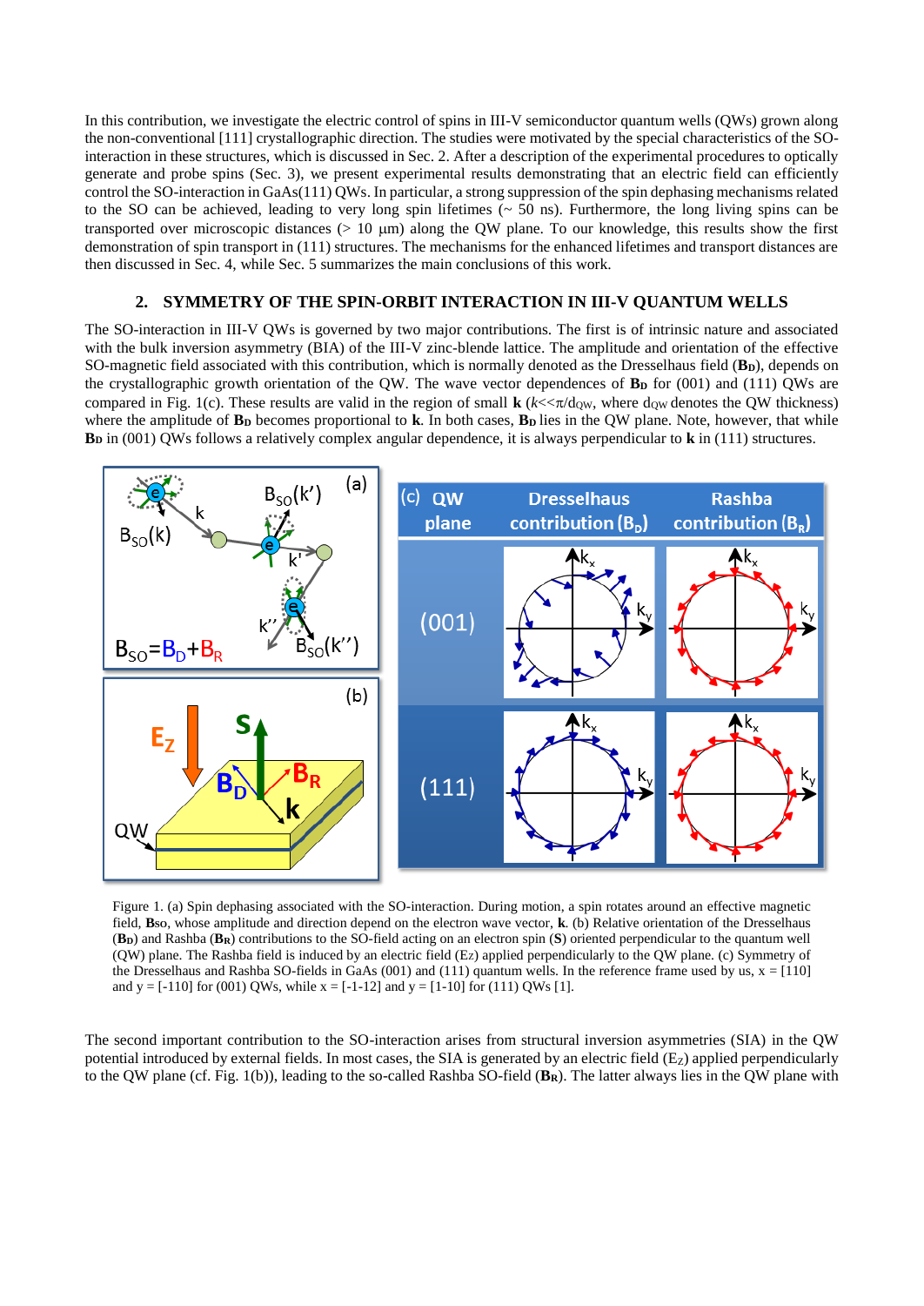In this contribution, we investigate the electric control of spins in III-V semiconductor quantum wells (QWs) grown along the non-conventional [111] crystallographic direction. The studies were motivated by the special characteristics of the SO-interaction in these structures, which is discussed in Sec. 2. After a description of the experimental procedures to optically generate and probe spins (Sec. 3), we present experimental results demonstrating that an electric field can efficiently control the SO-interaction in GaAs(111) QWs. In particular, a strong suppression of the spin dephasing mechanisms related to the SO can be achieved, leading to very long spin lifetimes (~ 50 ns). Furthermore, the long living spins can be transported over microscopic distances (> 10 μm) along the QW plane. To our knowledge, this results show the first demonstration of spin transport in (111) structures. The mechanisms for the enhanced lifetimes and transport distances are then discussed in Sec. 4, while Sec. 5 summarizes the main conclusions of this work.

## 2. SYMMETRY OF THE SPIN-ORBIT INTERACTION IN III-V QUANTUM WELLS

The SO-interaction in III-V QWs is governed by two major contributions. The first is of intrinsic nature and associated with the bulk inversion asymmetry (BIA) of the III-V zinc-blende lattice. The amplitude and orientation of the effective SO-magnetic field associated with this contribution, which is normally denoted as the Dresselhaus field ($\mathbf{B_D}$), depends on the crystallographic growth orientation of the QW. The wave vector dependences of $\mathbf{B_D}$ for (001) and (111) QWs are compared in Fig. 1(c). These results are valid in the region of small $\mathbf{k}$ ($k \ll \pi/d_{QW}$, where $d_{QW}$ denotes the QW thickness) where the amplitude of $\mathbf{B_D}$ becomes proportional to $\mathbf{k}$. In both cases, $\mathbf{B_D}$ lies in the QW plane. Note, however, that while $\mathbf{B_D}$ in (001) QWs follows a relatively complex angular dependence, it is always perpendicular to $\mathbf{k}$ in (111) structures.

Figure 1. (a) Spin dephasing associated with the SO-interaction. During motion, a spin rotates around an effective magnetic field, $\mathbf{B_{SO}}$, whose amplitude and direction depend on the electron wave vector, $\mathbf{k}$. (b) Relative orientation of the Dresselhaus ($\mathbf{B_D}$) and Rashba ($\mathbf{B_R}$) contributions to the SO-field acting on an electron spin ($\mathbf{S}$) oriented perpendicular to the quantum well (QW) plane. The Rashba field is induced by an electric field ($E_Z$) applied perpendicularly to the QW plane. (c) Symmetry of the Dresselhaus and Rashba SO-fields in GaAs (001) and (111) quantum wells. In the reference frame used by us, x = [110] and y = [-110] for (001) QWs, while x = [-1-12] and y = [1-10] for (111) QWs [1].

The second important contribution to the SO-interaction arises from structural inversion asymmetries (SIA) in the QW potential introduced by external fields. In most cases, the SIA is generated by an electric field ($E_Z$) applied perpendicularly to the QW plane (cf. Fig. 1(b)), leading to the so-called Rashba SO-field ($\mathbf{B_R}$). The latter always lies in the QW plane with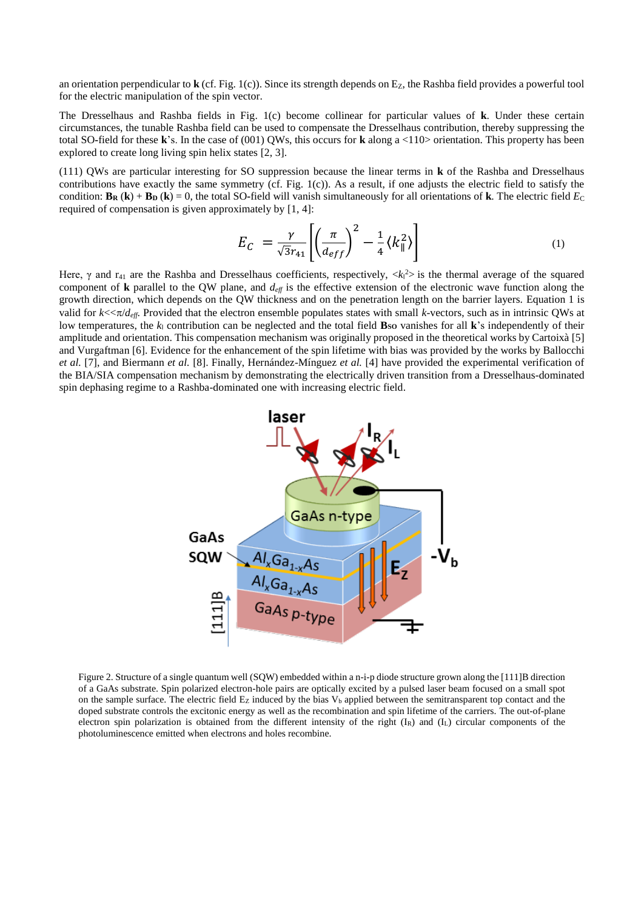an orientation perpendicular to **k** (cf. Fig. 1(c)). Since its strength depends on $E_Z$, the Rashba field provides a powerful tool for the electric manipulation of the spin vector.

The Dresselhaus and Rashba fields in Fig. 1(c) become collinear for particular values of **k**. Under these certain circumstances, the tunable Rashba field can be used to compensate the Dresselhaus contribution, thereby suppressing the total SO-field for these **k**'s. In the case of (001) QWs, this occurs for **k** along a <110> orientation. This property has been explored to create long living spin helix states [2, 3].

(111) QWs are particular interesting for SO suppression because the linear terms in **k** of the Rashba and Dresselhaus contributions have exactly the same symmetry (cf. Fig. 1(c)). As a result, if one adjusts the electric field to satisfy the condition: $\mathbf{B_R}(\mathbf{k}) + \mathbf{B_D}(\mathbf{k}) = 0$, the total SO-field will vanish simultaneously for all orientations of **k**. The electric field $E_C$ required of compensation is given approximately by [1, 4]:

$$E_C = \frac{\gamma}{\sqrt{3}r_{41}}\left[\left(\frac{\pi}{d_{eff}}\right)^2 - \frac{1}{4}\langle k_\parallel^2\rangle\right] \tag{1}$$

Here, $\gamma$ and $r_{41}$ are the Rashba and Dresselhaus coefficients, respectively, $\langle k_\parallel^2\rangle$ is the thermal average of the squared component of **k** parallel to the QW plane, and $d_{eff}$ is the effective extension of the electronic wave function along the growth direction, which depends on the QW thickness and on the penetration length on the barrier layers. Equation 1 is valid for $k \ll \pi/d_{eff}$. Provided that the electron ensemble populates states with small $k$-vectors, such as in intrinsic QWs at low temperatures, the $k_\parallel$ contribution can be neglected and the total field $\mathbf{B_{SO}}$ vanishes for all **k**'s independently of their amplitude and orientation. This compensation mechanism was originally proposed in the theoretical works by Cartoixà [5] and Vurgaftman [6]. Evidence for the enhancement of the spin lifetime with bias was provided by the works by Ballocchi *et al.* [7], and Biermann *et al.* [8]. Finally, Hernández-Mínguez *et al.* [4] have provided the experimental verification of the BIA/SIA compensation mechanism by demonstrating the electrically driven transition from a Dresselhaus-dominated spin dephasing regime to a Rashba-dominated one with increasing electric field.

Figure 2. Structure of a single quantum well (SQW) embedded within a n-i-p diode structure grown along the [111]B direction of a GaAs substrate. Spin polarized electron-hole pairs are optically excited by a pulsed laser beam focused on a small spot on the sample surface. The electric field $E_Z$ induced by the bias $V_b$ applied between the semitransparent top contact and the doped substrate controls the excitonic energy as well as the recombination and spin lifetime of the carriers. The out-of-plane electron spin polarization is obtained from the different intensity of the right ($I_R$) and ($I_L$) circular components of the photoluminescence emitted when electrons and holes recombine.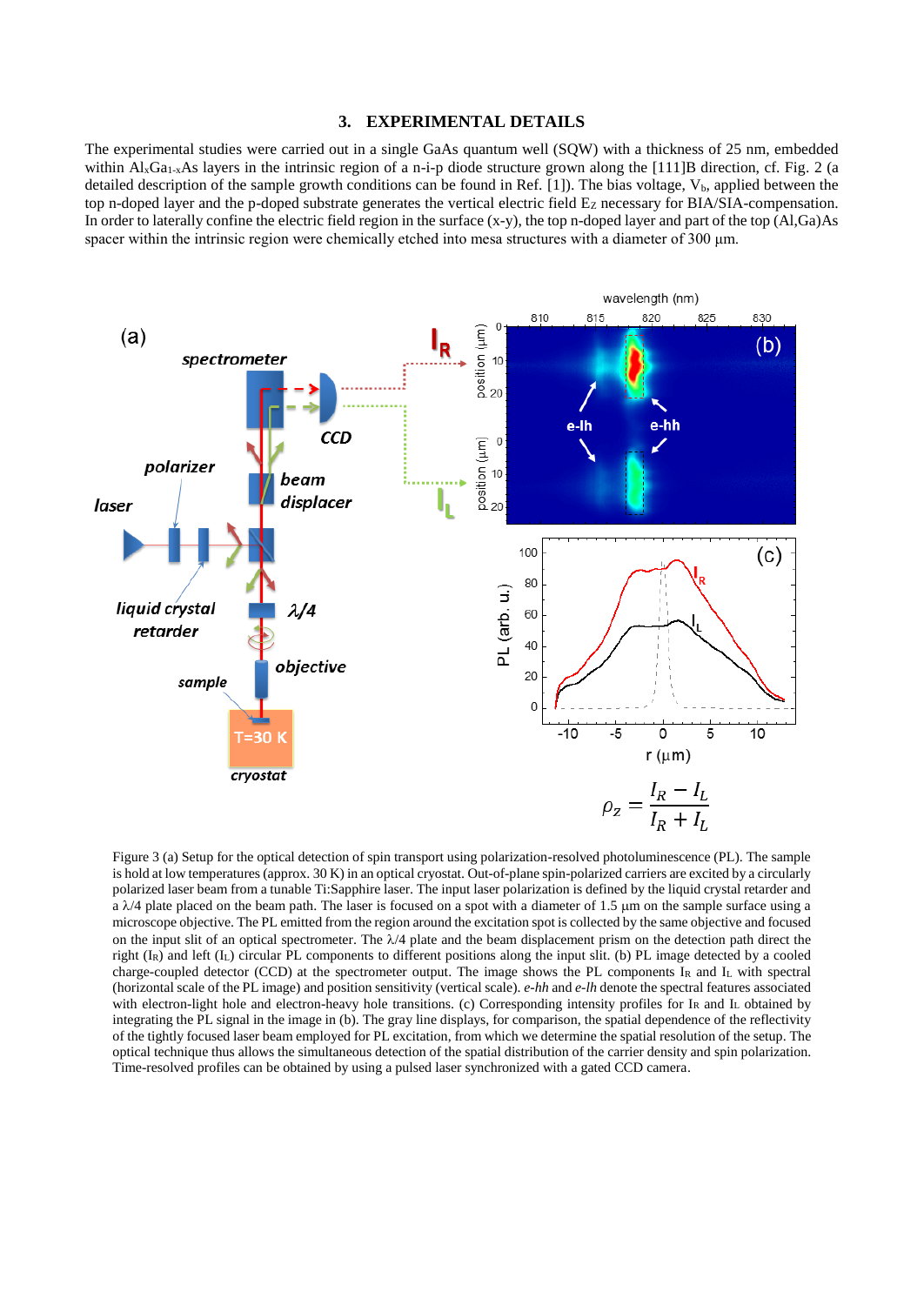## 3. EXPERIMENTAL DETAILS

The experimental studies were carried out in a single GaAs quantum well (SQW) with a thickness of 25 nm, embedded within $Al_xGa_{1-x}As$ layers in the intrinsic region of a n-i-p diode structure grown along the [111]B direction, cf. Fig. 2 (a detailed description of the sample growth conditions can be found in Ref. [1]). The bias voltage, $V_b$, applied between the top n-doped layer and the p-doped substrate generates the vertical electric field $E_Z$ necessary for BIA/SIA-compensation. In order to laterally confine the electric field region in the surface (x-y), the top n-doped layer and part of the top (Al,Ga)As spacer within the intrinsic region were chemically etched into mesa structures with a diameter of 300 µm.

$$\rho_z = \frac{I_R - I_L}{I_R + I_L}$$

Figure 3 (a) Setup for the optical detection of spin transport using polarization-resolved photoluminescence (PL). The sample is hold at low temperatures (approx. 30 K) in an optical cryostat. Out-of-plane spin-polarized carriers are excited by a circularly polarized laser beam from a tunable Ti:Sapphire laser. The input laser polarization is defined by the liquid crystal retarder and a λ/4 plate placed on the beam path. The laser is focused on a spot with a diameter of 1.5 µm on the sample surface using a microscope objective. The PL emitted from the region around the excitation spot is collected by the same objective and focused on the input slit of an optical spectrometer. The λ/4 plate and the beam displacement prism on the detection path direct the right ($I_R$) and left ($I_L$) circular PL components to different positions along the input slit. (b) PL image detected by a cooled charge-coupled detector (CCD) at the spectrometer output. The image shows the PL components $I_R$ and $I_L$ with spectral (horizontal scale of the PL image) and position sensitivity (vertical scale). *e-hh* and *e-lh* denote the spectral features associated with electron-light hole and electron-heavy hole transitions. (c) Corresponding intensity profiles for $I_R$ and $I_L$ obtained by integrating the PL signal in the image in (b). The gray line displays, for comparison, the spatial dependence of the reflectivity of the tightly focused laser beam employed for PL excitation, from which we determine the spatial resolution of the setup. The optical technique thus allows the simultaneous detection of the spatial distribution of the carrier density and spin polarization. Time-resolved profiles can be obtained by using a pulsed laser synchronized with a gated CCD camera.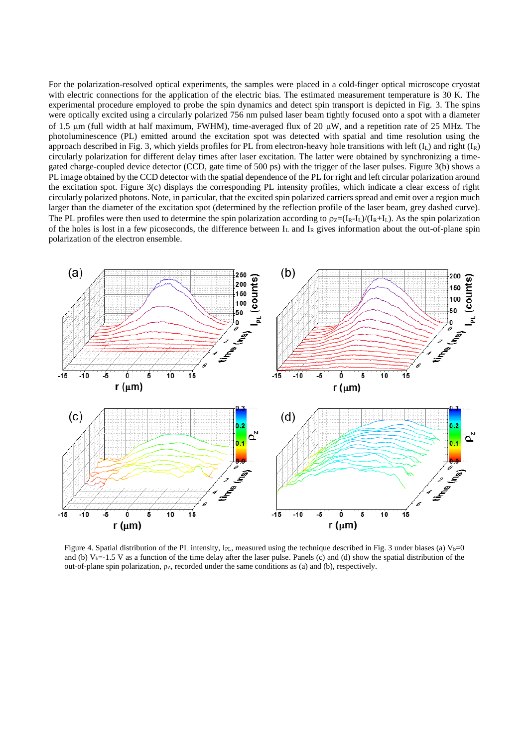For the polarization-resolved optical experiments, the samples were placed in a cold-finger optical microscope cryostat with electric connections for the application of the electric bias. The estimated measurement temperature is 30 K. The experimental procedure employed to probe the spin dynamics and detect spin transport is depicted in Fig. 3. The spins were optically excited using a circularly polarized 756 nm pulsed laser beam tightly focused onto a spot with a diameter of 1.5 μm (full width at half maximum, FWHM), time-averaged flux of 20 μW, and a repetition rate of 25 MHz. The photoluminescence (PL) emitted around the excitation spot was detected with spatial and time resolution using the approach described in Fig. 3, which yields profiles for PL from electron-heavy hole transitions with left ($I_L$) and right ($I_R$) circularly polarization for different delay times after laser excitation. The latter were obtained by synchronizing a time-gated charge-coupled device detector (CCD, gate time of 500 ps) with the trigger of the laser pulses. Figure 3(b) shows a PL image obtained by the CCD detector with the spatial dependence of the PL for right and left circular polarization around the excitation spot. Figure 3(c) displays the corresponding PL intensity profiles, which indicate a clear excess of right circularly polarized photons. Note, in particular, that the excited spin polarized carriers spread and emit over a region much larger than the diameter of the excitation spot (determined by the reflection profile of the laser beam, grey dashed curve). The PL profiles were then used to determine the spin polarization according to $\rho_Z=(I_R-I_L)/(I_R+I_L)$. As the spin polarization of the holes is lost in a few picoseconds, the difference between $I_L$ and $I_R$ gives information about the out-of-plane spin polarization of the electron ensemble.

Figure 4. Spatial distribution of the PL intensity, $I_{PL}$, measured using the technique described in Fig. 3 under biases (a) $V_b$=0 and (b) $V_b$=-1.5 V as a function of the time delay after the laser pulse. Panels (c) and (d) show the spatial distribution of the out-of-plane spin polarization, $\rho_Z$, recorded under the same conditions as (a) and (b), respectively.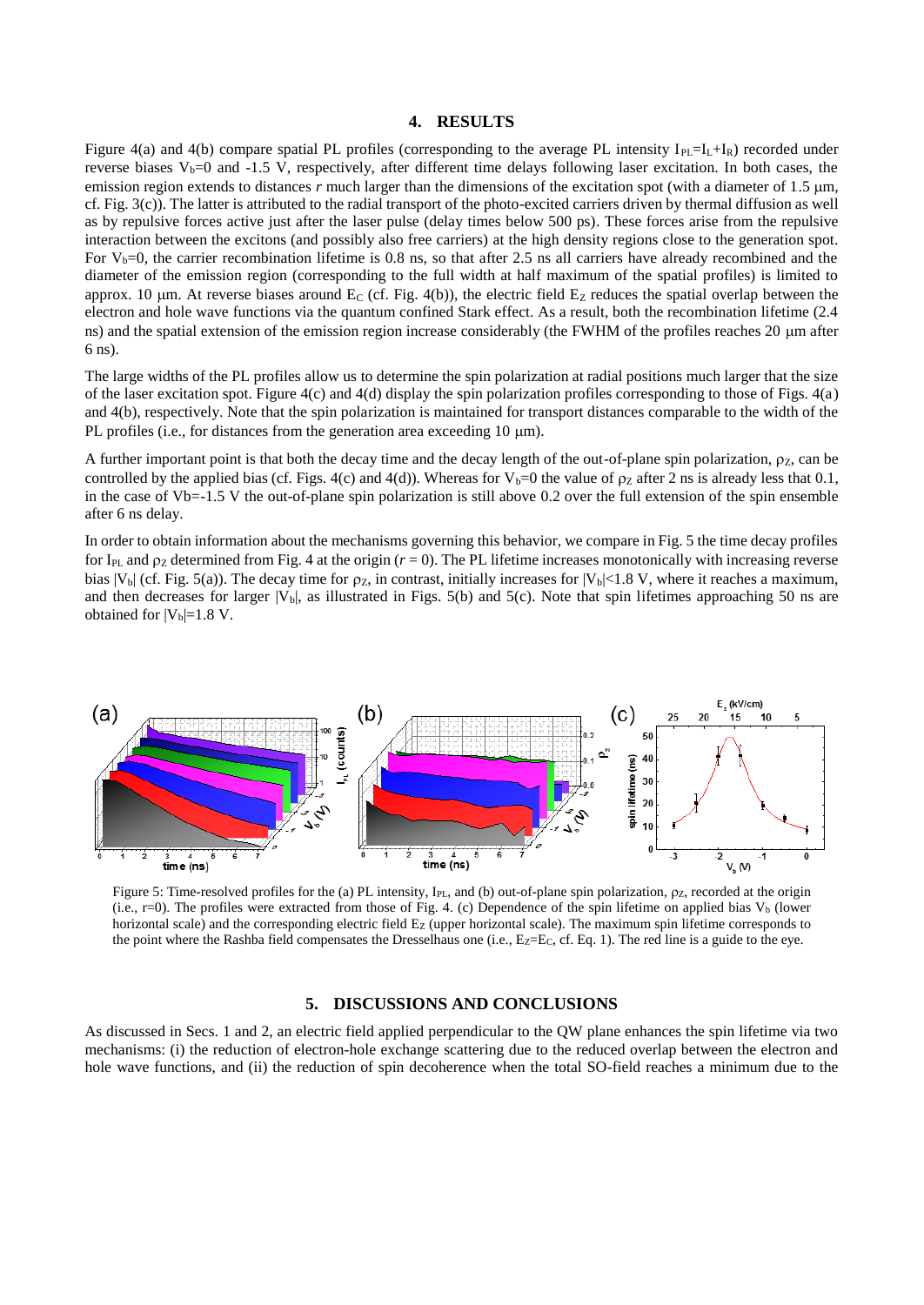## 4. RESULTS

Figure 4(a) and 4(b) compare spatial PL profiles (corresponding to the average PL intensity $I_{PL}=I_L+I_R$) recorded under reverse biases $V_b=0$ and -1.5 V, respectively, after different time delays following laser excitation. In both cases, the emission region extends to distances $r$ much larger than the dimensions of the excitation spot (with a diameter of 1.5 µm, cf. Fig. 3(c)). The latter is attributed to the radial transport of the photo-excited carriers driven by thermal diffusion as well as by repulsive forces active just after the laser pulse (delay times below 500 ps). These forces arise from the repulsive interaction between the excitons (and possibly also free carriers) at the high density regions close to the generation spot. For $V_b=0$, the carrier recombination lifetime is 0.8 ns, so that after 2.5 ns all carriers have already recombined and the diameter of the emission region (corresponding to the full width at half maximum of the spatial profiles) is limited to approx. 10 µm. At reverse biases around $E_C$ (cf. Fig. 4(b)), the electric field $E_Z$ reduces the spatial overlap between the electron and hole wave functions via the quantum confined Stark effect. As a result, both the recombination lifetime (2.4 ns) and the spatial extension of the emission region increase considerably (the FWHM of the profiles reaches 20 µm after 6 ns).

The large widths of the PL profiles allow us to determine the spin polarization at radial positions much larger that the size of the laser excitation spot. Figure 4(c) and 4(d) display the spin polarization profiles corresponding to those of Figs. 4(a) and 4(b), respectively. Note that the spin polarization is maintained for transport distances comparable to the width of the PL profiles (i.e., for distances from the generation area exceeding 10 µm).

A further important point is that both the decay time and the decay length of the out-of-plane spin polarization, $\rho_Z$, can be controlled by the applied bias (cf. Figs. 4(c) and 4(d)). Whereas for $V_b=0$ the value of $\rho_Z$ after 2 ns is already less that 0.1, in the case of Vb=-1.5 V the out-of-plane spin polarization is still above 0.2 over the full extension of the spin ensemble after 6 ns delay.

In order to obtain information about the mechanisms governing this behavior, we compare in Fig. 5 the time decay profiles for $I_{PL}$ and $\rho_Z$ determined from Fig. 4 at the origin ($r = 0$). The PL lifetime increases monotonically with increasing reverse bias $|V_b|$ (cf. Fig. 5(a)). The decay time for $\rho_Z$, in contrast, initially increases for $|V_b|<1.8$ V, where it reaches a maximum, and then decreases for larger $|V_b|$, as illustrated in Figs. 5(b) and 5(c). Note that spin lifetimes approaching 50 ns are obtained for $|V_b|=1.8$ V.

Figure 5: Time-resolved profiles for the (a) PL intensity, $I_{PL}$, and (b) out-of-plane spin polarization, $\rho_Z$, recorded at the origin (i.e., r=0). The profiles were extracted from those of Fig. 4. (c) Dependence of the spin lifetime on applied bias $V_b$ (lower horizontal scale) and the corresponding electric field $E_Z$ (upper horizontal scale). The maximum spin lifetime corresponds to the point where the Rashba field compensates the Dresselhaus one (i.e., $E_Z=E_C$, cf. Eq. 1). The red line is a guide to the eye.

## 5. DISCUSSIONS AND CONCLUSIONS

As discussed in Secs. 1 and 2, an electric field applied perpendicular to the QW plane enhances the spin lifetime via two mechanisms: (i) the reduction of electron-hole exchange scattering due to the reduced overlap between the electron and hole wave functions, and (ii) the reduction of spin decoherence when the total SO-field reaches a minimum due to the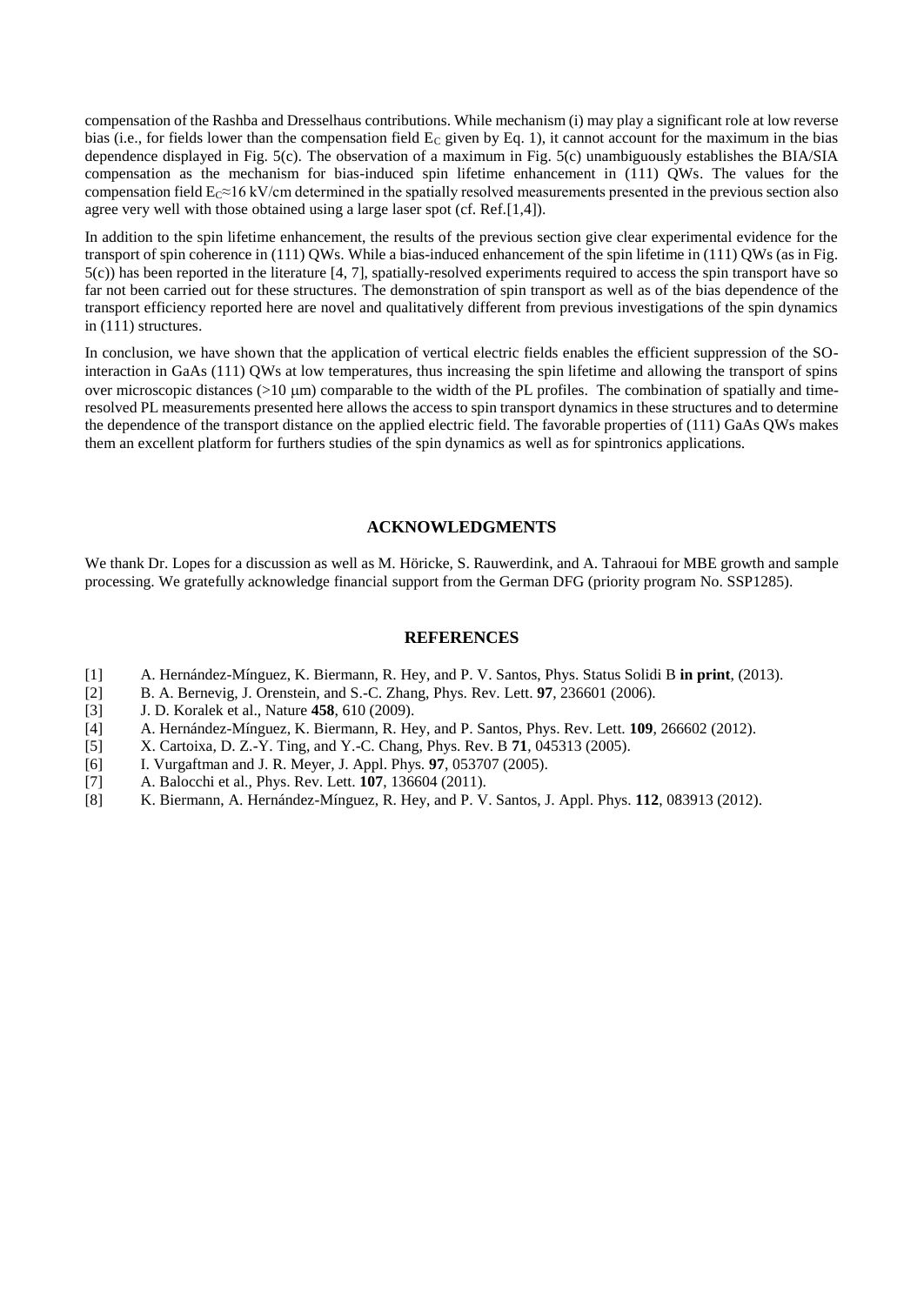compensation of the Rashba and Dresselhaus contributions. While mechanism (i) may play a significant role at low reverse bias (i.e., for fields lower than the compensation field $E_C$ given by Eq. 1), it cannot account for the maximum in the bias dependence displayed in Fig. 5(c). The observation of a maximum in Fig. 5(c) unambiguously establishes the BIA/SIA compensation as the mechanism for bias-induced spin lifetime enhancement in (111) QWs. The values for the compensation field $E_C \approx 16$ kV/cm determined in the spatially resolved measurements presented in the previous section also agree very well with those obtained using a large laser spot (cf. Ref.[1,4]).

In addition to the spin lifetime enhancement, the results of the previous section give clear experimental evidence for the transport of spin coherence in (111) QWs. While a bias-induced enhancement of the spin lifetime in (111) QWs (as in Fig. 5(c)) has been reported in the literature [4, 7], spatially-resolved experiments required to access the spin transport have so far not been carried out for these structures. The demonstration of spin transport as well as of the bias dependence of the transport efficiency reported here are novel and qualitatively different from previous investigations of the spin dynamics in (111) structures.

In conclusion, we have shown that the application of vertical electric fields enables the efficient suppression of the SO-interaction in GaAs (111) QWs at low temperatures, thus increasing the spin lifetime and allowing the transport of spins over microscopic distances (>10 μm) comparable to the width of the PL profiles. The combination of spatially and time-resolved PL measurements presented here allows the access to spin transport dynamics in these structures and to determine the dependence of the transport distance on the applied electric field. The favorable properties of (111) GaAs QWs makes them an excellent platform for furthers studies of the spin dynamics as well as for spintronics applications.

## ACKNOWLEDGMENTS

We thank Dr. Lopes for a discussion as well as M. Höricke, S. Rauwerdink, and A. Tahraoui for MBE growth and sample processing. We gratefully acknowledge financial support from the German DFG (priority program No. SSP1285).

## REFERENCES

[1] A. Hernández-Mínguez, K. Biermann, R. Hey, and P. V. Santos, Phys. Status Solidi B **in print**, (2013).
[2] B. A. Bernevig, J. Orenstein, and S.-C. Zhang, Phys. Rev. Lett. **97**, 236601 (2006).
[3] J. D. Koralek et al., Nature **458**, 610 (2009).
[4] A. Hernández-Mínguez, K. Biermann, R. Hey, and P. Santos, Phys. Rev. Lett. **109**, 266602 (2012).
[5] X. Cartoixa, D. Z.-Y. Ting, and Y.-C. Chang, Phys. Rev. B **71**, 045313 (2005).
[6] I. Vurgaftman and J. R. Meyer, J. Appl. Phys. **97**, 053707 (2005).
[7] A. Balocchi et al., Phys. Rev. Lett. **107**, 136604 (2011).
[8] K. Biermann, A. Hernández-Mínguez, R. Hey, and P. V. Santos, J. Appl. Phys. **112**, 083913 (2012).